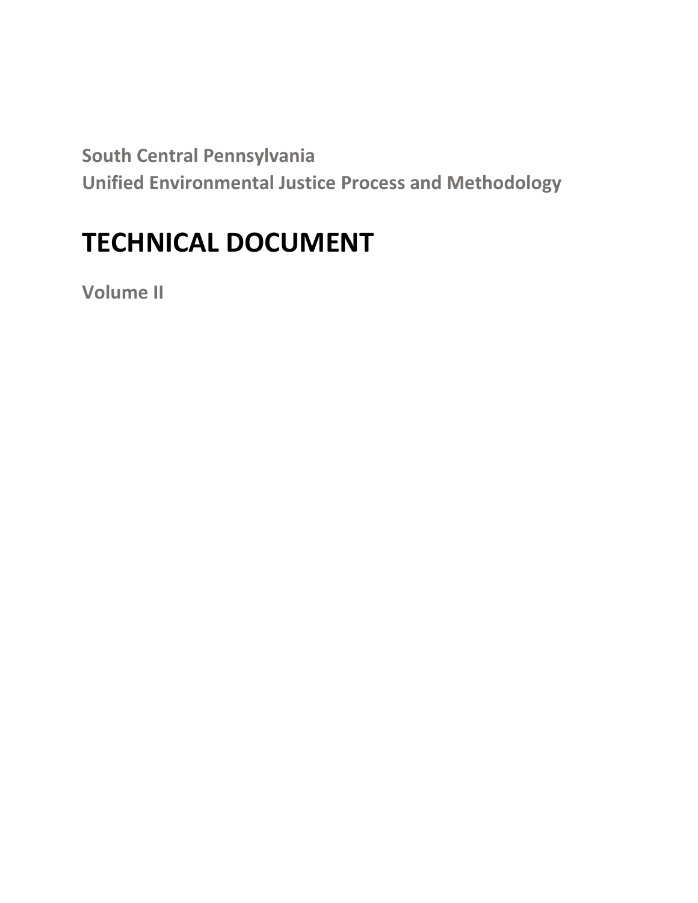**South Central Pennsylvania**
**Unified Environmental Justice Process and Methodology**

# TECHNICAL DOCUMENT

**Volume II**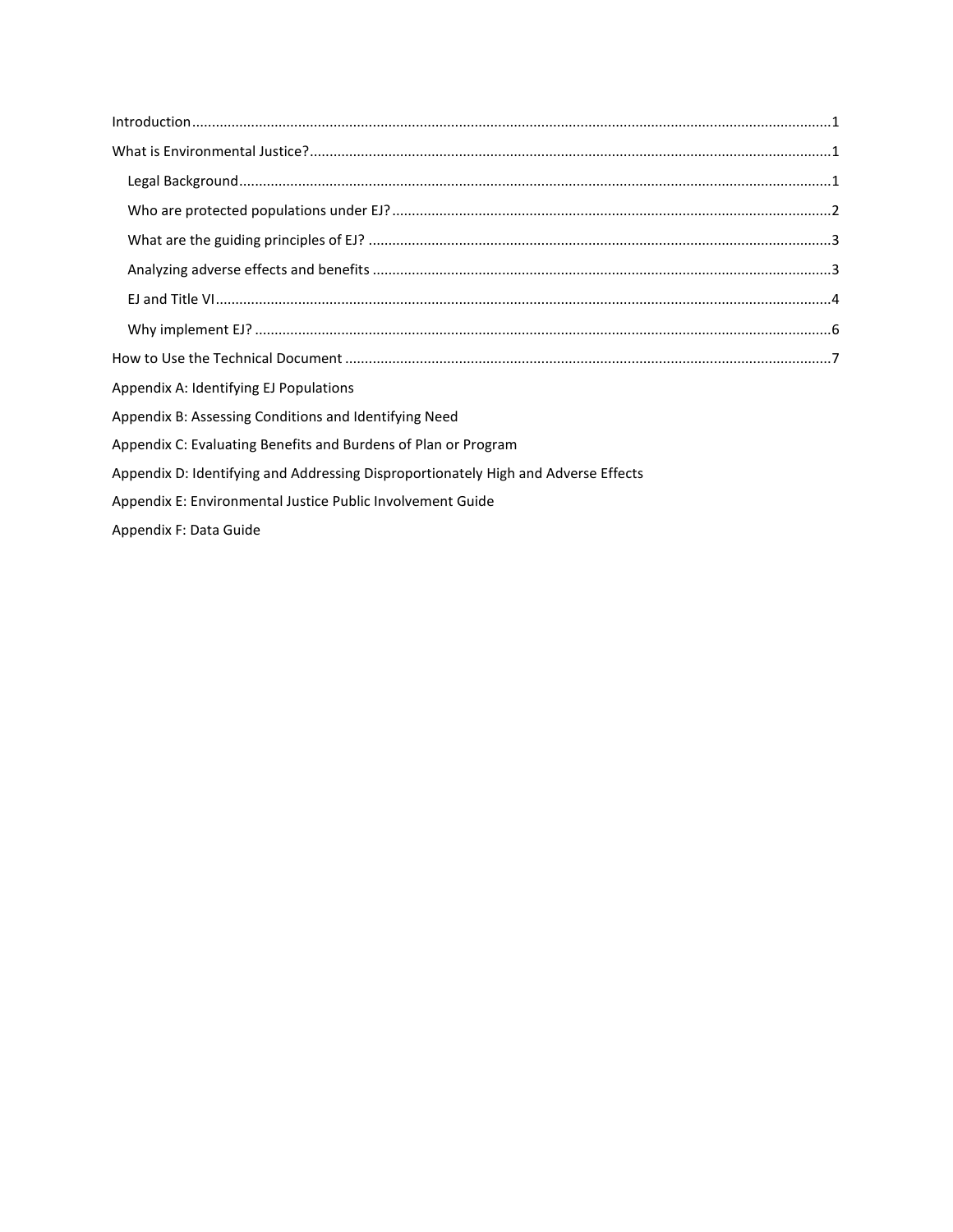Introduction ........................................................................................................................................................ 1

What is Environmental Justice? ......................................................................................................................... 1

- Legal Background ......................................................................................................................................... 1
- Who are protected populations under EJ? .................................................................................................... 2
- What are the guiding principles of EJ? ......................................................................................................... 3
- Analyzing adverse effects and benefits ......................................................................................................... 3
- EJ and Title VI ................................................................................................................................................ 4
- Why implement EJ? ...................................................................................................................................... 6

How to Use the Technical Document ................................................................................................................ 7

Appendix A: Identifying EJ Populations

Appendix B: Assessing Conditions and Identifying Need

Appendix C: Evaluating Benefits and Burdens of Plan or Program

Appendix D: Identifying and Addressing Disproportionately High and Adverse Effects

Appendix E: Environmental Justice Public Involvement Guide

Appendix F: Data Guide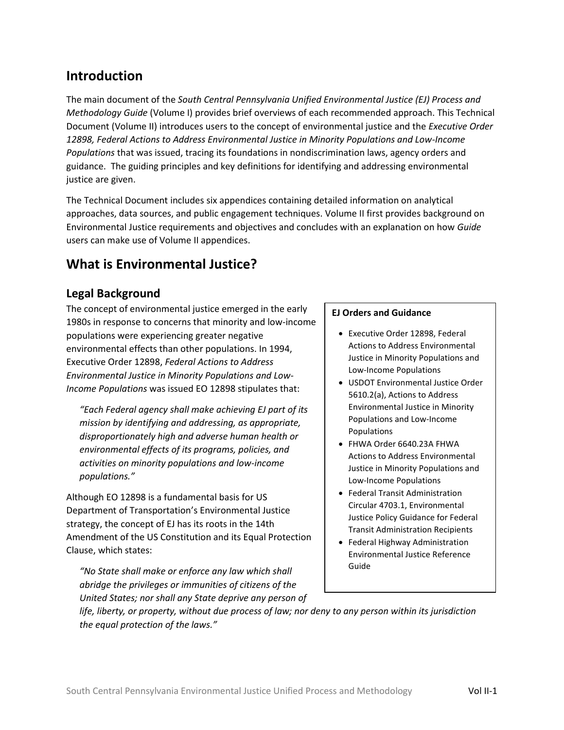## Introduction

The main document of the *South Central Pennsylvania Unified Environmental Justice (EJ) Process and Methodology Guide* (Volume I) provides brief overviews of each recommended approach. This Technical Document (Volume II) introduces users to the concept of environmental justice and the *Executive Order 12898, Federal Actions to Address Environmental Justice in Minority Populations and Low-Income Populations* that was issued, tracing its foundations in nondiscrimination laws, agency orders and guidance. The guiding principles and key definitions for identifying and addressing environmental justice are given.

The Technical Document includes six appendices containing detailed information on analytical approaches, data sources, and public engagement techniques. Volume II first provides background on Environmental Justice requirements and objectives and concludes with an explanation on how *Guide* users can make use of Volume II appendices.

## What is Environmental Justice?

### Legal Background

The concept of environmental justice emerged in the early 1980s in response to concerns that minority and low-income populations were experiencing greater negative environmental effects than other populations. In 1994, Executive Order 12898, *Federal Actions to Address Environmental Justice in Minority Populations and Low-Income Populations* was issued EO 12898 stipulates that:

> *"Each Federal agency shall make achieving EJ part of its mission by identifying and addressing, as appropriate, disproportionately high and adverse human health or environmental effects of its programs, policies, and activities on minority populations and low-income populations."*

Although EO 12898 is a fundamental basis for US Department of Transportation's Environmental Justice strategy, the concept of EJ has its roots in the 14th Amendment of the US Constitution and its Equal Protection Clause, which states:

> *"No State shall make or enforce any law which shall abridge the privileges or immunities of citizens of the United States; nor shall any State deprive any person of life, liberty, or property, without due process of law; nor deny to any person within its jurisdiction the equal protection of the laws."*

**EJ Orders and Guidance**

- Executive Order 12898, Federal Actions to Address Environmental Justice in Minority Populations and Low-Income Populations
- USDOT Environmental Justice Order 5610.2(a), Actions to Address Environmental Justice in Minority Populations and Low-Income Populations
- FHWA Order 6640.23A FHWA Actions to Address Environmental Justice in Minority Populations and Low-Income Populations
- Federal Transit Administration Circular 4703.1, Environmental Justice Policy Guidance for Federal Transit Administration Recipients
- Federal Highway Administration Environmental Justice Reference Guide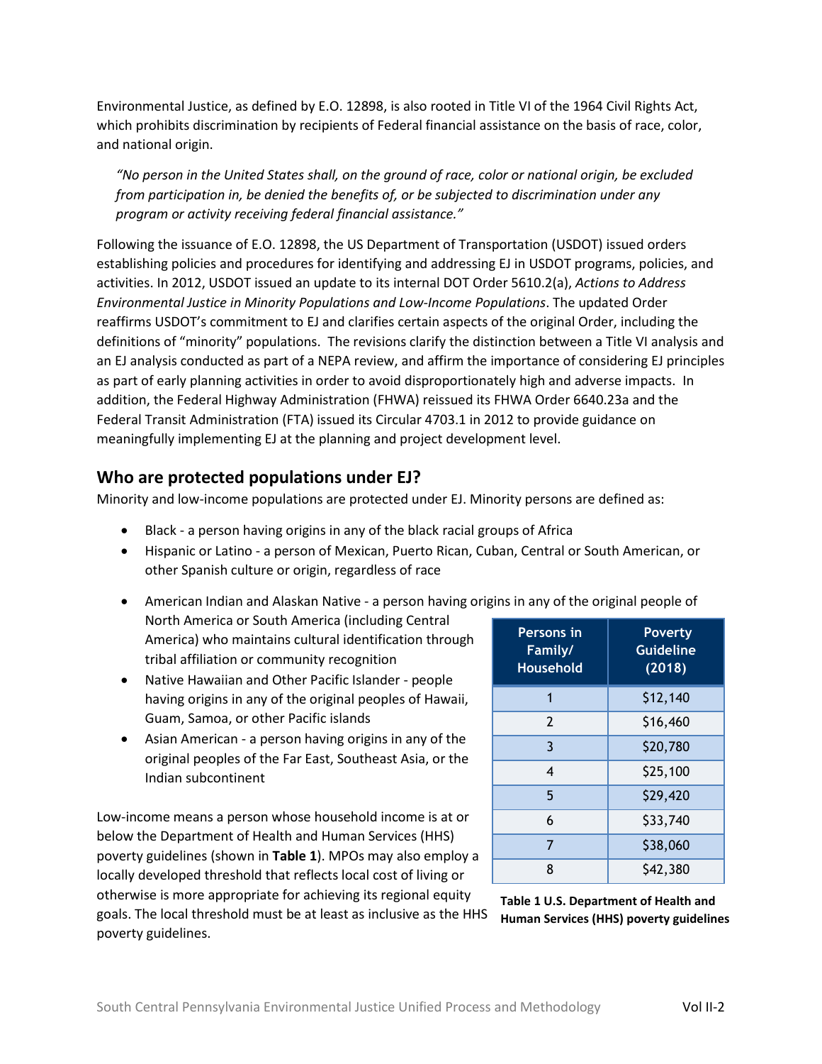Environmental Justice, as defined by E.O. 12898, is also rooted in Title VI of the 1964 Civil Rights Act, which prohibits discrimination by recipients of Federal financial assistance on the basis of race, color, and national origin.

> *"No person in the United States shall, on the ground of race, color or national origin, be excluded from participation in, be denied the benefits of, or be subjected to discrimination under any program or activity receiving federal financial assistance."*

Following the issuance of E.O. 12898, the US Department of Transportation (USDOT) issued orders establishing policies and procedures for identifying and addressing EJ in USDOT programs, policies, and activities. In 2012, USDOT issued an update to its internal DOT Order 5610.2(a), *Actions to Address Environmental Justice in Minority Populations and Low-Income Populations*. The updated Order reaffirms USDOT's commitment to EJ and clarifies certain aspects of the original Order, including the definitions of "minority" populations. The revisions clarify the distinction between a Title VI analysis and an EJ analysis conducted as part of a NEPA review, and affirm the importance of considering EJ principles as part of early planning activities in order to avoid disproportionately high and adverse impacts. In addition, the Federal Highway Administration (FHWA) reissued its FHWA Order 6640.23a and the Federal Transit Administration (FTA) issued its Circular 4703.1 in 2012 to provide guidance on meaningfully implementing EJ at the planning and project development level.

## Who are protected populations under EJ?

Minority and low-income populations are protected under EJ. Minority persons are defined as:

- Black - a person having origins in any of the black racial groups of Africa
- Hispanic or Latino - a person of Mexican, Puerto Rican, Cuban, Central or South American, or other Spanish culture or origin, regardless of race
- American Indian and Alaskan Native - a person having origins in any of the original people of North America or South America (including Central America) who maintains cultural identification through tribal affiliation or community recognition
- Native Hawaiian and Other Pacific Islander - people having origins in any of the original peoples of Hawaii, Guam, Samoa, or other Pacific islands
- Asian American - a person having origins in any of the original peoples of the Far East, Southeast Asia, or the Indian subcontinent

Low-income means a person whose household income is at or below the Department of Health and Human Services (HHS) poverty guidelines (shown in **Table 1**). MPOs may also employ a locally developed threshold that reflects local cost of living or otherwise is more appropriate for achieving its regional equity goals. The local threshold must be at least as inclusive as the HHS poverty guidelines.

| Persons in Family/ Household | Poverty Guideline (2018) |
|---|---|
| 1 | $12,140 |
| 2 | $16,460 |
| 3 | $20,780 |
| 4 | $25,100 |
| 5 | $29,420 |
| 6 | $33,740 |
| 7 | $38,060 |
| 8 | $42,380 |

**Table 1 U.S. Department of Health and Human Services (HHS) poverty guidelines**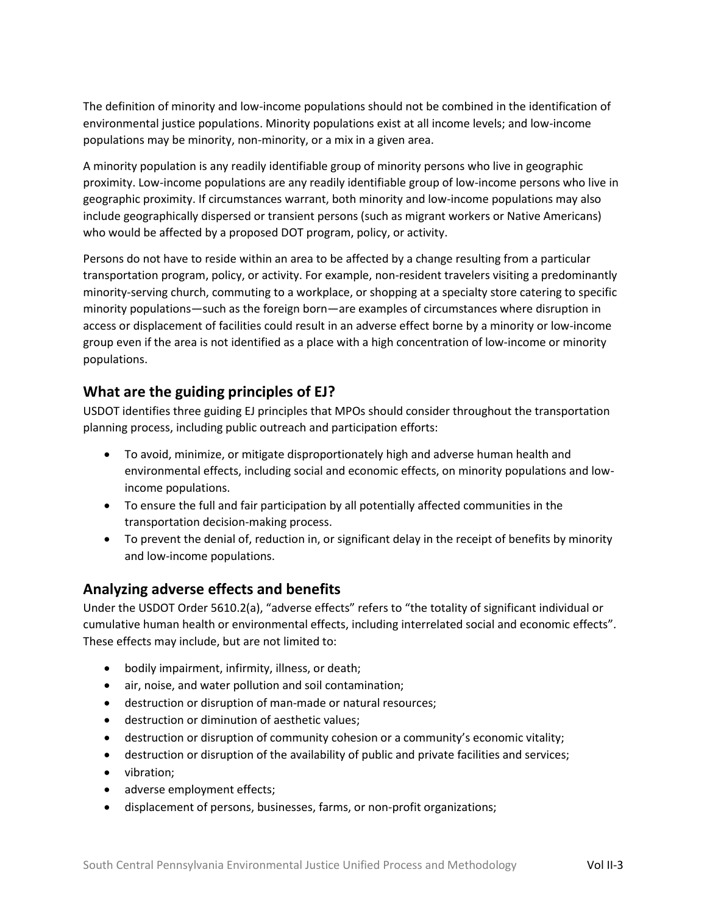The definition of minority and low-income populations should not be combined in the identification of environmental justice populations. Minority populations exist at all income levels; and low-income populations may be minority, non-minority, or a mix in a given area.

A minority population is any readily identifiable group of minority persons who live in geographic proximity. Low-income populations are any readily identifiable group of low-income persons who live in geographic proximity. If circumstances warrant, both minority and low-income populations may also include geographically dispersed or transient persons (such as migrant workers or Native Americans) who would be affected by a proposed DOT program, policy, or activity.

Persons do not have to reside within an area to be affected by a change resulting from a particular transportation program, policy, or activity. For example, non-resident travelers visiting a predominantly minority-serving church, commuting to a workplace, or shopping at a specialty store catering to specific minority populations—such as the foreign born—are examples of circumstances where disruption in access or displacement of facilities could result in an adverse effect borne by a minority or low-income group even if the area is not identified as a place with a high concentration of low-income or minority populations.

## What are the guiding principles of EJ?

USDOT identifies three guiding EJ principles that MPOs should consider throughout the transportation planning process, including public outreach and participation efforts:

- To avoid, minimize, or mitigate disproportionately high and adverse human health and environmental effects, including social and economic effects, on minority populations and low-income populations.
- To ensure the full and fair participation by all potentially affected communities in the transportation decision-making process.
- To prevent the denial of, reduction in, or significant delay in the receipt of benefits by minority and low-income populations.

## Analyzing adverse effects and benefits

Under the USDOT Order 5610.2(a), "adverse effects" refers to "the totality of significant individual or cumulative human health or environmental effects, including interrelated social and economic effects". These effects may include, but are not limited to:

- bodily impairment, infirmity, illness, or death;
- air, noise, and water pollution and soil contamination;
- destruction or disruption of man-made or natural resources;
- destruction or diminution of aesthetic values;
- destruction or disruption of community cohesion or a community's economic vitality;
- destruction or disruption of the availability of public and private facilities and services;
- vibration;
- adverse employment effects;
- displacement of persons, businesses, farms, or non-profit organizations;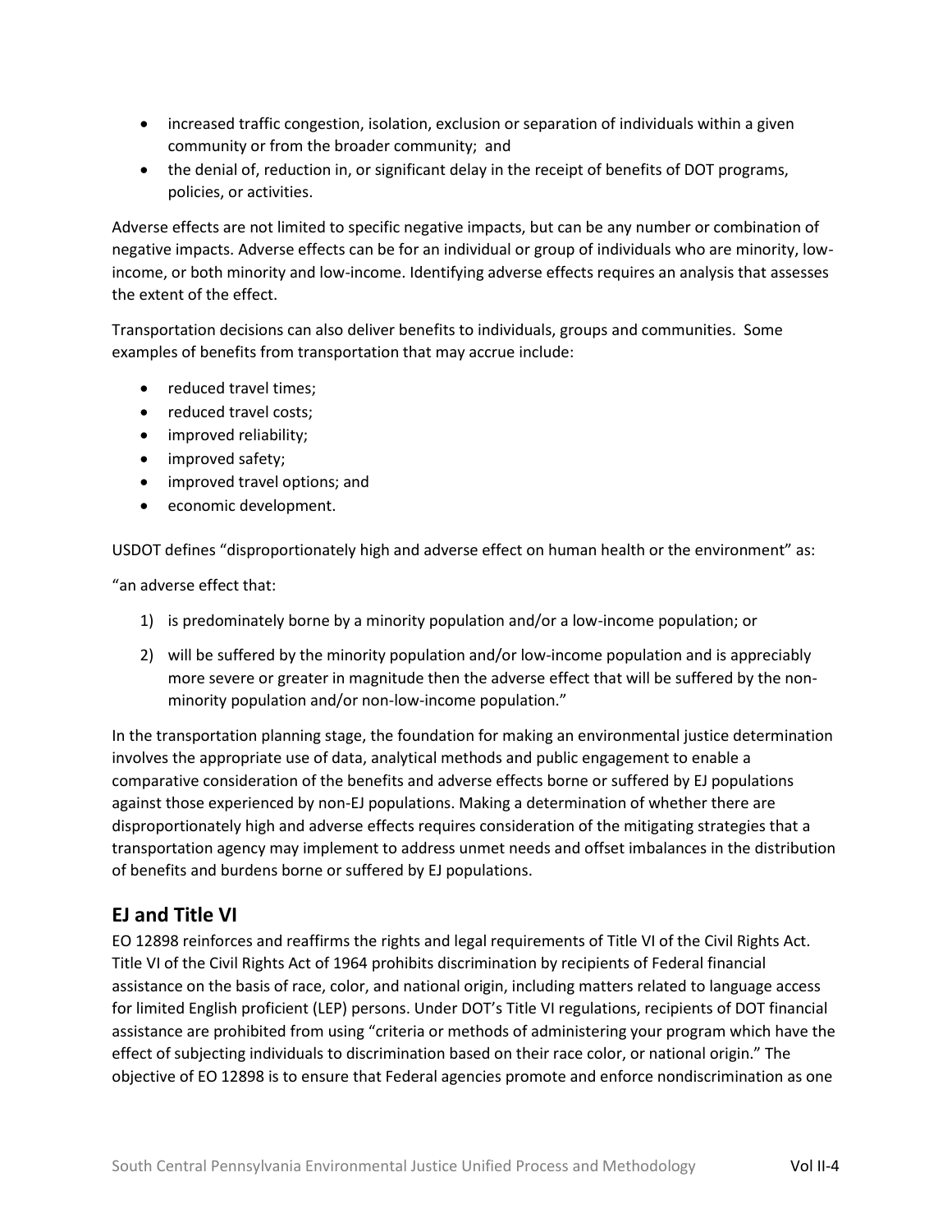- increased traffic congestion, isolation, exclusion or separation of individuals within a given community or from the broader community; and
- the denial of, reduction in, or significant delay in the receipt of benefits of DOT programs, policies, or activities.

Adverse effects are not limited to specific negative impacts, but can be any number or combination of negative impacts. Adverse effects can be for an individual or group of individuals who are minority, low-income, or both minority and low-income. Identifying adverse effects requires an analysis that assesses the extent of the effect.

Transportation decisions can also deliver benefits to individuals, groups and communities. Some examples of benefits from transportation that may accrue include:

- reduced travel times;
- reduced travel costs;
- improved reliability;
- improved safety;
- improved travel options; and
- economic development.

USDOT defines "disproportionately high and adverse effect on human health or the environment" as:

"an adverse effect that:

1) is predominately borne by a minority population and/or a low-income population; or
2) will be suffered by the minority population and/or low-income population and is appreciably more severe or greater in magnitude then the adverse effect that will be suffered by the non-minority population and/or non-low-income population."

In the transportation planning stage, the foundation for making an environmental justice determination involves the appropriate use of data, analytical methods and public engagement to enable a comparative consideration of the benefits and adverse effects borne or suffered by EJ populations against those experienced by non-EJ populations. Making a determination of whether there are disproportionately high and adverse effects requires consideration of the mitigating strategies that a transportation agency may implement to address unmet needs and offset imbalances in the distribution of benefits and burdens borne or suffered by EJ populations.

## EJ and Title VI

EO 12898 reinforces and reaffirms the rights and legal requirements of Title VI of the Civil Rights Act. Title VI of the Civil Rights Act of 1964 prohibits discrimination by recipients of Federal financial assistance on the basis of race, color, and national origin, including matters related to language access for limited English proficient (LEP) persons. Under DOT's Title VI regulations, recipients of DOT financial assistance are prohibited from using "criteria or methods of administering your program which have the effect of subjecting individuals to discrimination based on their race color, or national origin." The objective of EO 12898 is to ensure that Federal agencies promote and enforce nondiscrimination as one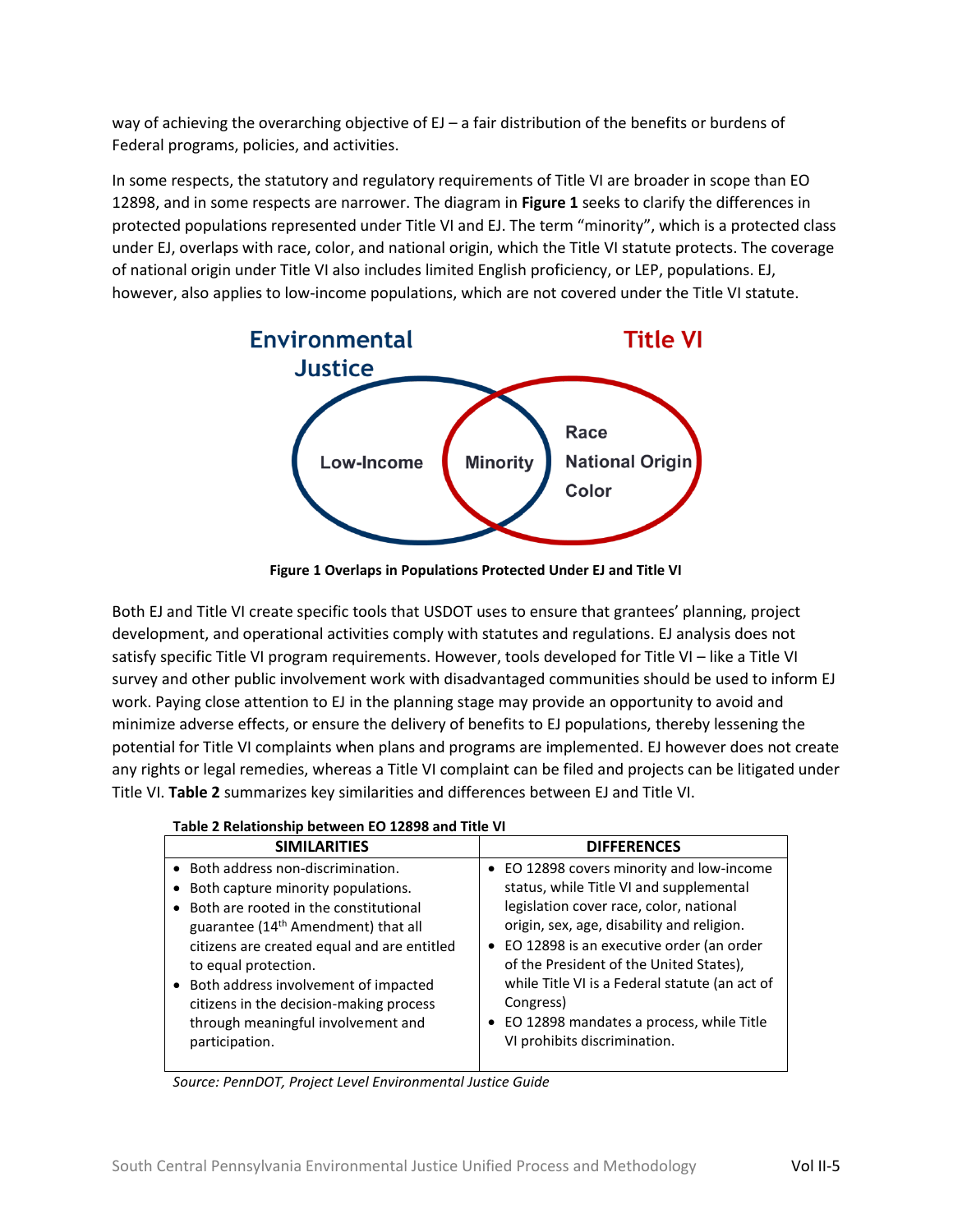way of achieving the overarching objective of EJ – a fair distribution of the benefits or burdens of Federal programs, policies, and activities.

In some respects, the statutory and regulatory requirements of Title VI are broader in scope than EO 12898, and in some respects are narrower. The diagram in **Figure 1** seeks to clarify the differences in protected populations represented under Title VI and EJ. The term "minority", which is a protected class under EJ, overlaps with race, color, and national origin, which the Title VI statute protects. The coverage of national origin under Title VI also includes limited English proficiency, or LEP, populations. EJ, however, also applies to low-income populations, which are not covered under the Title VI statute.

Environmental Justice — Low-Income — Minority — Title VI — Race, National Origin, Color

**Figure 1 Overlaps in Populations Protected Under EJ and Title VI**

Both EJ and Title VI create specific tools that USDOT uses to ensure that grantees' planning, project development, and operational activities comply with statutes and regulations. EJ analysis does not satisfy specific Title VI program requirements. However, tools developed for Title VI – like a Title VI survey and other public involvement work with disadvantaged communities should be used to inform EJ work. Paying close attention to EJ in the planning stage may provide an opportunity to avoid and minimize adverse effects, or ensure the delivery of benefits to EJ populations, thereby lessening the potential for Title VI complaints when plans and programs are implemented. EJ however does not create any rights or legal remedies, whereas a Title VI complaint can be filed and projects can be litigated under Title VI. **Table 2** summarizes key similarities and differences between EJ and Title VI.

**Table 2 Relationship between EO 12898 and Title VI**

| SIMILARITIES | DIFFERENCES |
|---|---|
| • Both address non-discrimination.<br>• Both capture minority populations.<br>• Both are rooted in the constitutional guarantee (14th Amendment) that all citizens are created equal and are entitled to equal protection.<br>• Both address involvement of impacted citizens in the decision-making process through meaningful involvement and participation. | • EO 12898 covers minority and low-income status, while Title VI and supplemental legislation cover race, color, national origin, sex, age, disability and religion.<br>• EO 12898 is an executive order (an order of the President of the United States), while Title VI is a Federal statute (an act of Congress)<br>• EO 12898 mandates a process, while Title VI prohibits discrimination. |

*Source: PennDOT, Project Level Environmental Justice Guide*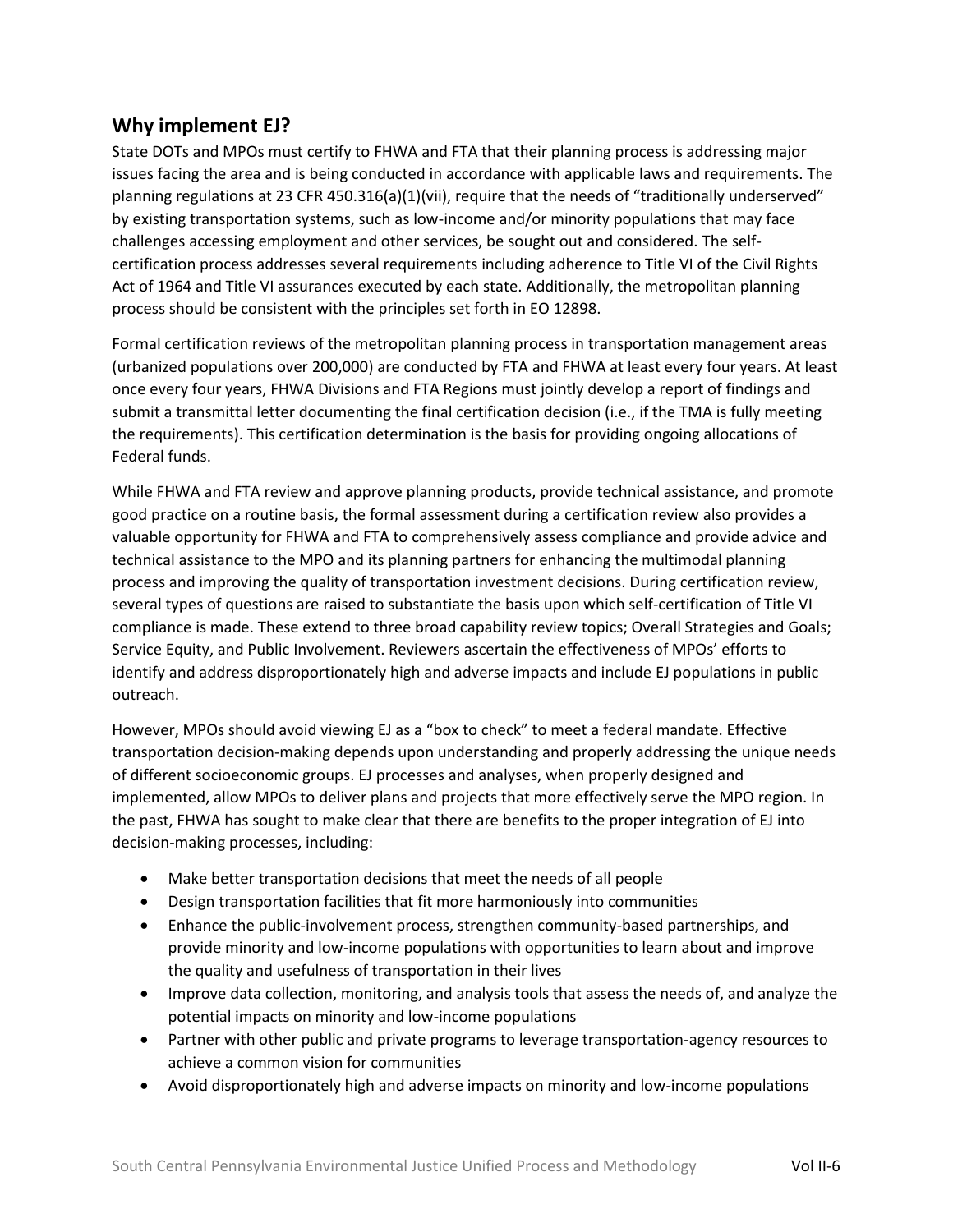## Why implement EJ?

State DOTs and MPOs must certify to FHWA and FTA that their planning process is addressing major issues facing the area and is being conducted in accordance with applicable laws and requirements. The planning regulations at 23 CFR 450.316(a)(1)(vii), require that the needs of "traditionally underserved" by existing transportation systems, such as low-income and/or minority populations that may face challenges accessing employment and other services, be sought out and considered. The self-certification process addresses several requirements including adherence to Title VI of the Civil Rights Act of 1964 and Title VI assurances executed by each state. Additionally, the metropolitan planning process should be consistent with the principles set forth in EO 12898.

Formal certification reviews of the metropolitan planning process in transportation management areas (urbanized populations over 200,000) are conducted by FTA and FHWA at least every four years. At least once every four years, FHWA Divisions and FTA Regions must jointly develop a report of findings and submit a transmittal letter documenting the final certification decision (i.e., if the TMA is fully meeting the requirements). This certification determination is the basis for providing ongoing allocations of Federal funds.

While FHWA and FTA review and approve planning products, provide technical assistance, and promote good practice on a routine basis, the formal assessment during a certification review also provides a valuable opportunity for FHWA and FTA to comprehensively assess compliance and provide advice and technical assistance to the MPO and its planning partners for enhancing the multimodal planning process and improving the quality of transportation investment decisions. During certification review, several types of questions are raised to substantiate the basis upon which self-certification of Title VI compliance is made. These extend to three broad capability review topics; Overall Strategies and Goals; Service Equity, and Public Involvement. Reviewers ascertain the effectiveness of MPOs' efforts to identify and address disproportionately high and adverse impacts and include EJ populations in public outreach.

However, MPOs should avoid viewing EJ as a "box to check" to meet a federal mandate. Effective transportation decision-making depends upon understanding and properly addressing the unique needs of different socioeconomic groups. EJ processes and analyses, when properly designed and implemented, allow MPOs to deliver plans and projects that more effectively serve the MPO region. In the past, FHWA has sought to make clear that there are benefits to the proper integration of EJ into decision-making processes, including:

- Make better transportation decisions that meet the needs of all people
- Design transportation facilities that fit more harmoniously into communities
- Enhance the public-involvement process, strengthen community-based partnerships, and provide minority and low-income populations with opportunities to learn about and improve the quality and usefulness of transportation in their lives
- Improve data collection, monitoring, and analysis tools that assess the needs of, and analyze the potential impacts on minority and low-income populations
- Partner with other public and private programs to leverage transportation-agency resources to achieve a common vision for communities
- Avoid disproportionately high and adverse impacts on minority and low-income populations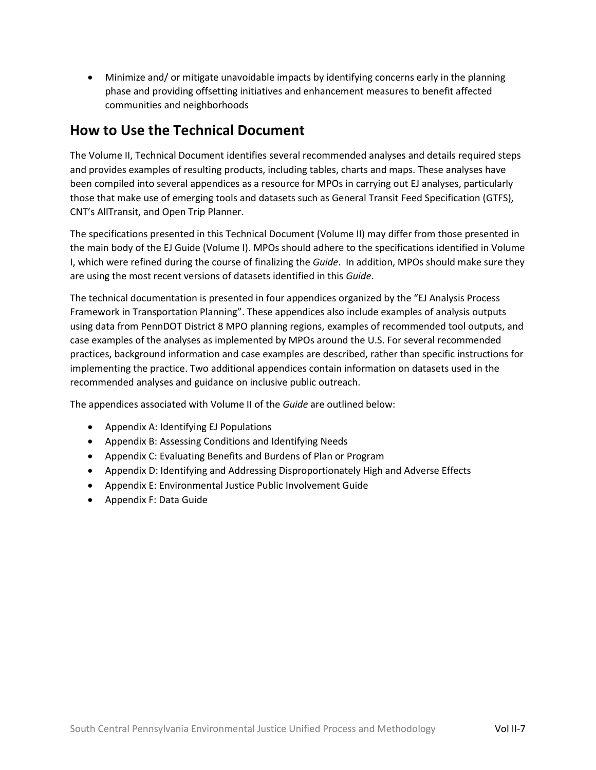- Minimize and/ or mitigate unavoidable impacts by identifying concerns early in the planning phase and providing offsetting initiatives and enhancement measures to benefit affected communities and neighborhoods

## How to Use the Technical Document

The Volume II, Technical Document identifies several recommended analyses and details required steps and provides examples of resulting products, including tables, charts and maps. These analyses have been compiled into several appendices as a resource for MPOs in carrying out EJ analyses, particularly those that make use of emerging tools and datasets such as General Transit Feed Specification (GTFS), CNT's AllTransit, and Open Trip Planner.

The specifications presented in this Technical Document (Volume II) may differ from those presented in the main body of the EJ Guide (Volume I). MPOs should adhere to the specifications identified in Volume I, which were refined during the course of finalizing the *Guide*. In addition, MPOs should make sure they are using the most recent versions of datasets identified in this *Guide*.

The technical documentation is presented in four appendices organized by the "EJ Analysis Process Framework in Transportation Planning". These appendices also include examples of analysis outputs using data from PennDOT District 8 MPO planning regions, examples of recommended tool outputs, and case examples of the analyses as implemented by MPOs around the U.S. For several recommended practices, background information and case examples are described, rather than specific instructions for implementing the practice. Two additional appendices contain information on datasets used in the recommended analyses and guidance on inclusive public outreach.

The appendices associated with Volume II of the *Guide* are outlined below:

- Appendix A: Identifying EJ Populations
- Appendix B: Assessing Conditions and Identifying Needs
- Appendix C: Evaluating Benefits and Burdens of Plan or Program
- Appendix D: Identifying and Addressing Disproportionately High and Adverse Effects
- Appendix E: Environmental Justice Public Involvement Guide
- Appendix F: Data Guide